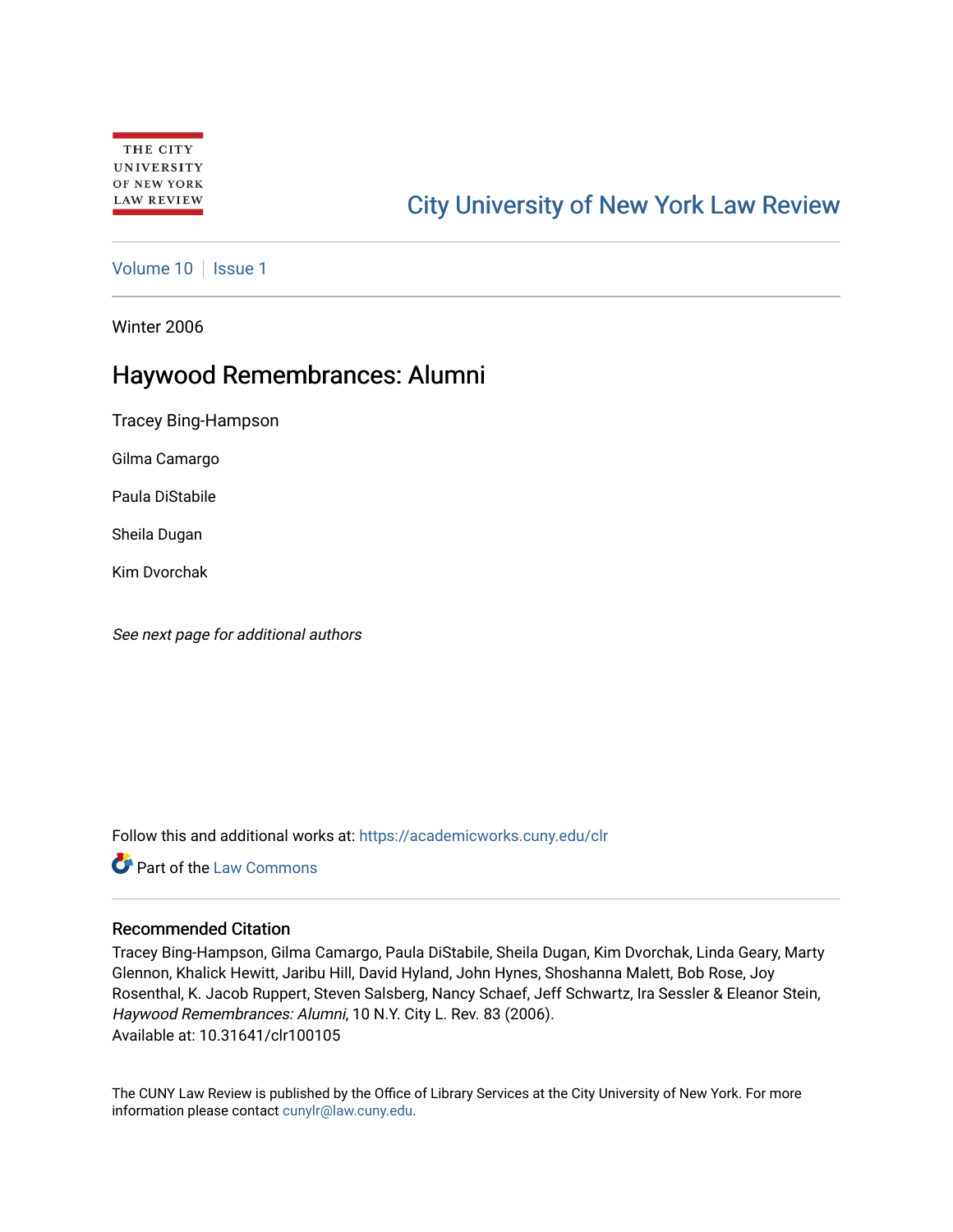THE CITY UNIVERSITY OF NEW YORK LAW REVIEW

City University of New York Law Review

Volume 10 | Issue 1

Winter 2006

# Haywood Remembrances: Alumni

Tracey Bing-Hampson

Gilma Camargo

Paula DiStabile

Sheila Dugan

Kim Dvorchak

*See next page for additional authors*

Follow this and additional works at: https://academicworks.cuny.edu/clr

Part of the Law Commons

## Recommended Citation

Tracey Bing-Hampson, Gilma Camargo, Paula DiStabile, Sheila Dugan, Kim Dvorchak, Linda Geary, Marty Glennon, Khalick Hewitt, Jaribu Hill, David Hyland, John Hynes, Shoshanna Malett, Bob Rose, Joy Rosenthal, K. Jacob Ruppert, Steven Salsberg, Nancy Schaef, Jeff Schwartz, Ira Sessler & Eleanor Stein, *Haywood Remembrances: Alumni*, 10 N.Y. City L. Rev. 83 (2006).
Available at: 10.31641/clr100105

The CUNY Law Review is published by the Office of Library Services at the City University of New York. For more information please contact cunylr@law.cuny.edu.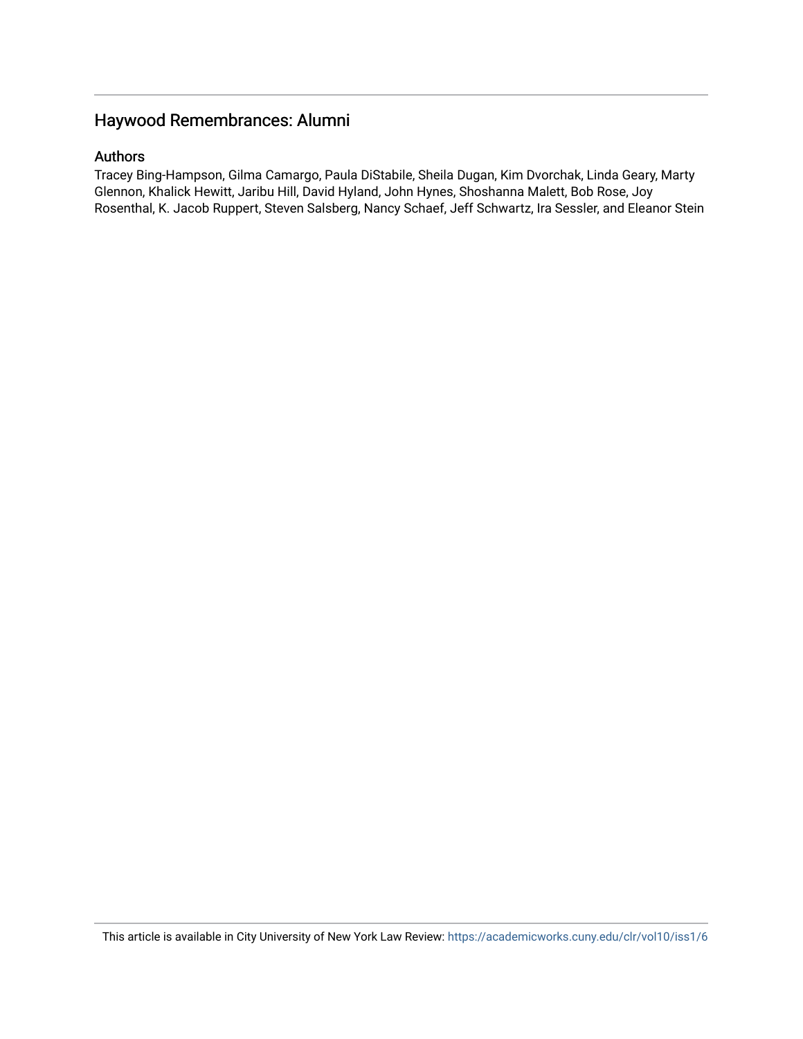## Haywood Remembrances: Alumni

### Authors

Tracey Bing-Hampson, Gilma Camargo, Paula DiStabile, Sheila Dugan, Kim Dvorchak, Linda Geary, Marty Glennon, Khalick Hewitt, Jaribu Hill, David Hyland, John Hynes, Shoshanna Malett, Bob Rose, Joy Rosenthal, K. Jacob Ruppert, Steven Salsberg, Nancy Schaef, Jeff Schwartz, Ira Sessler, and Eleanor Stein

This article is available in City University of New York Law Review: https://academicworks.cuny.edu/clr/vol10/iss1/6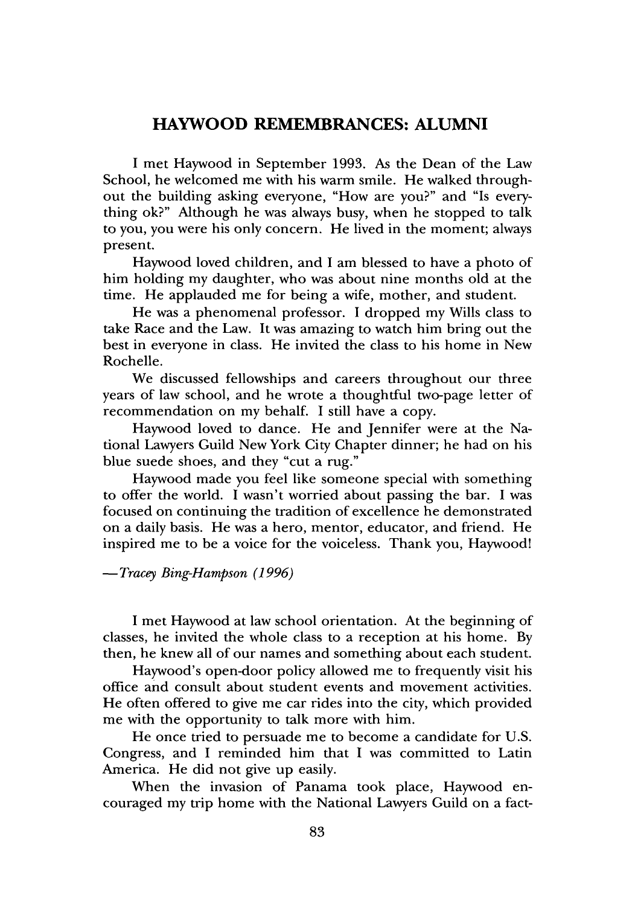## HAYWOOD REMEMBRANCES: ALUMNI

I met Haywood in September 1993. As the Dean of the Law School, he welcomed me with his warm smile. He walked throughout the building asking everyone, "How are you?" and "Is everything ok?" Although he was always busy, when he stopped to talk to you, you were his only concern. He lived in the moment; always present.

Haywood loved children, and I am blessed to have a photo of him holding my daughter, who was about nine months old at the time. He applauded me for being a wife, mother, and student.

He was a phenomenal professor. I dropped my Wills class to take Race and the Law. It was amazing to watch him bring out the best in everyone in class. He invited the class to his home in New Rochelle.

We discussed fellowships and careers throughout our three years of law school, and he wrote a thoughtful two-page letter of recommendation on my behalf. I still have a copy.

Haywood loved to dance. He and Jennifer were at the National Lawyers Guild New York City Chapter dinner; he had on his blue suede shoes, and they "cut a rug."

Haywood made you feel like someone special with something to offer the world. I wasn't worried about passing the bar. I was focused on continuing the tradition of excellence he demonstrated on a daily basis. He was a hero, mentor, educator, and friend. He inspired me to be a voice for the voiceless. Thank you, Haywood!

—*Tracey Bing-Hampson (1996)*

I met Haywood at law school orientation. At the beginning of classes, he invited the whole class to a reception at his home. By then, he knew all of our names and something about each student.

Haywood's open-door policy allowed me to frequently visit his office and consult about student events and movement activities. He often offered to give me car rides into the city, which provided me with the opportunity to talk more with him.

He once tried to persuade me to become a candidate for U.S. Congress, and I reminded him that I was committed to Latin America. He did not give up easily.

When the invasion of Panama took place, Haywood encouraged my trip home with the National Lawyers Guild on a fact-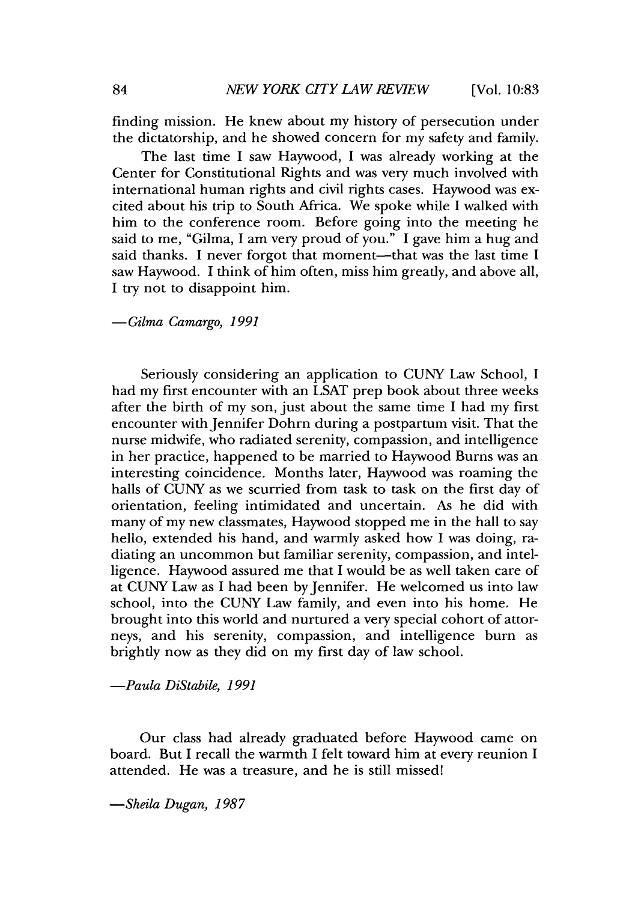finding mission. He knew about my history of persecution under the dictatorship, and he showed concern for my safety and family.

The last time I saw Haywood, I was already working at the Center for Constitutional Rights and was very much involved with international human rights and civil rights cases. Haywood was excited about his trip to South Africa. We spoke while I walked with him to the conference room. Before going into the meeting he said to me, "Gilma, I am very proud of you." I gave him a hug and said thanks. I never forgot that moment—that was the last time I saw Haywood. I think of him often, miss him greatly, and above all, I try not to disappoint him.

*—Gilma Camargo, 1991*

Seriously considering an application to CUNY Law School, I had my first encounter with an LSAT prep book about three weeks after the birth of my son, just about the same time I had my first encounter with Jennifer Dohrn during a postpartum visit. That the nurse midwife, who radiated serenity, compassion, and intelligence in her practice, happened to be married to Haywood Burns was an interesting coincidence. Months later, Haywood was roaming the halls of CUNY as we scurried from task to task on the first day of orientation, feeling intimidated and uncertain. As he did with many of my new classmates, Haywood stopped me in the hall to say hello, extended his hand, and warmly asked how I was doing, radiating an uncommon but familiar serenity, compassion, and intelligence. Haywood assured me that I would be as well taken care of at CUNY Law as I had been by Jennifer. He welcomed us into law school, into the CUNY Law family, and even into his home. He brought into this world and nurtured a very special cohort of attorneys, and his serenity, compassion, and intelligence burn as brightly now as they did on my first day of law school.

*—Paula DiStabile, 1991*

Our class had already graduated before Haywood came on board. But I recall the warmth I felt toward him at every reunion I attended. He was a treasure, and he is still missed!

*—Sheila Dugan, 1987*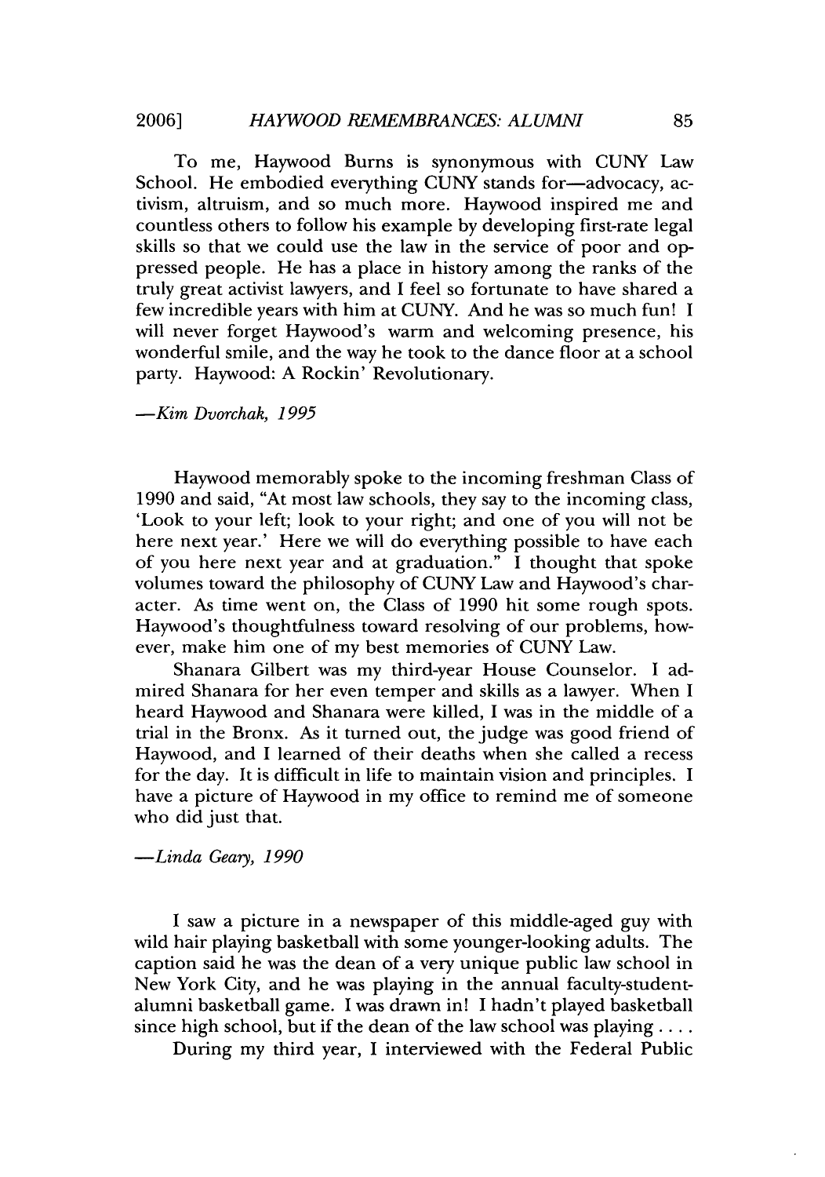To me, Haywood Burns is synonymous with CUNY Law School. He embodied everything CUNY stands for—advocacy, activism, altruism, and so much more. Haywood inspired me and countless others to follow his example by developing first-rate legal skills so that we could use the law in the service of poor and oppressed people. He has a place in history among the ranks of the truly great activist lawyers, and I feel so fortunate to have shared a few incredible years with him at CUNY. And he was so much fun! I will never forget Haywood's warm and welcoming presence, his wonderful smile, and the way he took to the dance floor at a school party. Haywood: A Rockin' Revolutionary.

—*Kim Dvorchak, 1995*

Haywood memorably spoke to the incoming freshman Class of 1990 and said, "At most law schools, they say to the incoming class, 'Look to your left; look to your right; and one of you will not be here next year.' Here we will do everything possible to have each of you here next year and at graduation." I thought that spoke volumes toward the philosophy of CUNY Law and Haywood's character. As time went on, the Class of 1990 hit some rough spots. Haywood's thoughtfulness toward resolving of our problems, however, make him one of my best memories of CUNY Law.

Shanara Gilbert was my third-year House Counselor. I admired Shanara for her even temper and skills as a lawyer. When I heard Haywood and Shanara were killed, I was in the middle of a trial in the Bronx. As it turned out, the judge was good friend of Haywood, and I learned of their deaths when she called a recess for the day. It is difficult in life to maintain vision and principles. I have a picture of Haywood in my office to remind me of someone who did just that.

—*Linda Geary, 1990*

I saw a picture in a newspaper of this middle-aged guy with wild hair playing basketball with some younger-looking adults. The caption said he was the dean of a very unique public law school in New York City, and he was playing in the annual faculty-student-alumni basketball game. I was drawn in! I hadn't played basketball since high school, but if the dean of the law school was playing . . . .

During my third year, I interviewed with the Federal Public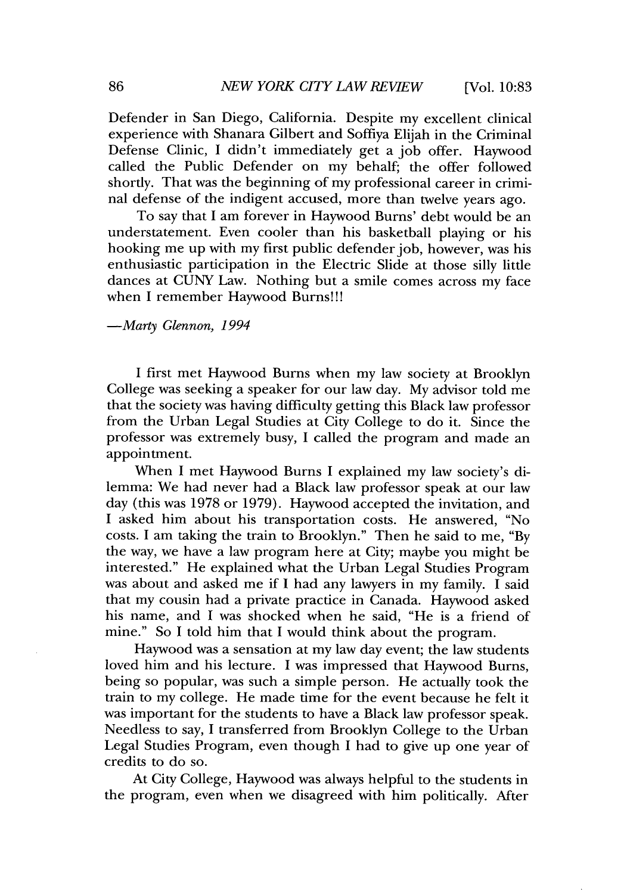Defender in San Diego, California. Despite my excellent clinical experience with Shanara Gilbert and Soffiya Elijah in the Criminal Defense Clinic, I didn't immediately get a job offer. Haywood called the Public Defender on my behalf; the offer followed shortly. That was the beginning of my professional career in criminal defense of the indigent accused, more than twelve years ago.

To say that I am forever in Haywood Burns' debt would be an understatement. Even cooler than his basketball playing or his hooking me up with my first public defender job, however, was his enthusiastic participation in the Electric Slide at those silly little dances at CUNY Law. Nothing but a smile comes across my face when I remember Haywood Burns!!!

—*Marty Glennon, 1994*

I first met Haywood Burns when my law society at Brooklyn College was seeking a speaker for our law day. My advisor told me that the society was having difficulty getting this Black law professor from the Urban Legal Studies at City College to do it. Since the professor was extremely busy, I called the program and made an appointment.

When I met Haywood Burns I explained my law society's dilemma: We had never had a Black law professor speak at our law day (this was 1978 or 1979). Haywood accepted the invitation, and I asked him about his transportation costs. He answered, "No costs. I am taking the train to Brooklyn." Then he said to me, "By the way, we have a law program here at City; maybe you might be interested." He explained what the Urban Legal Studies Program was about and asked me if I had any lawyers in my family. I said that my cousin had a private practice in Canada. Haywood asked his name, and I was shocked when he said, "He is a friend of mine." So I told him that I would think about the program.

Haywood was a sensation at my law day event; the law students loved him and his lecture. I was impressed that Haywood Burns, being so popular, was such a simple person. He actually took the train to my college. He made time for the event because he felt it was important for the students to have a Black law professor speak. Needless to say, I transferred from Brooklyn College to the Urban Legal Studies Program, even though I had to give up one year of credits to do so.

At City College, Haywood was always helpful to the students in the program, even when we disagreed with him politically. After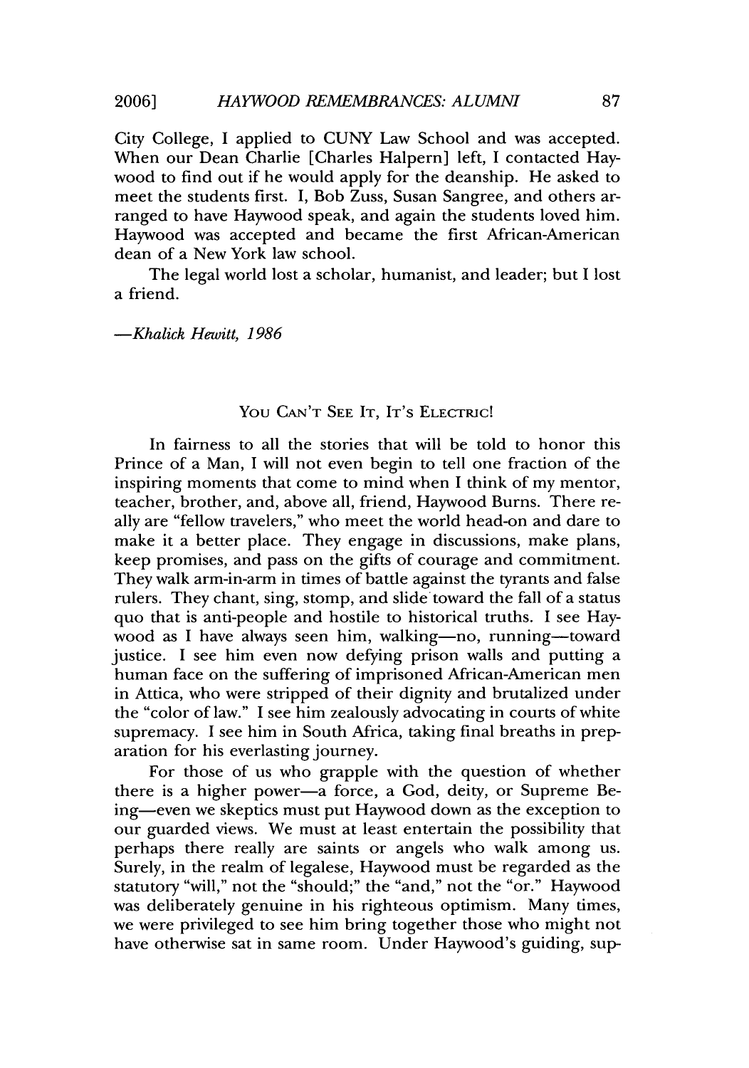City College, I applied to CUNY Law School and was accepted. When our Dean Charlie [Charles Halpern] left, I contacted Haywood to find out if he would apply for the deanship. He asked to meet the students first. I, Bob Zuss, Susan Sangree, and others arranged to have Haywood speak, and again the students loved him. Haywood was accepted and became the first African-American dean of a New York law school.

The legal world lost a scholar, humanist, and leader; but I lost a friend.

*—Khalick Hewitt, 1986*

## You Can't See It, It's Electric!

In fairness to all the stories that will be told to honor this Prince of a Man, I will not even begin to tell one fraction of the inspiring moments that come to mind when I think of my mentor, teacher, brother, and, above all, friend, Haywood Burns. There really are "fellow travelers," who meet the world head-on and dare to make it a better place. They engage in discussions, make plans, keep promises, and pass on the gifts of courage and commitment. They walk arm-in-arm in times of battle against the tyrants and false rulers. They chant, sing, stomp, and slide toward the fall of a status quo that is anti-people and hostile to historical truths. I see Haywood as I have always seen him, walking—no, running—toward justice. I see him even now defying prison walls and putting a human face on the suffering of imprisoned African-American men in Attica, who were stripped of their dignity and brutalized under the "color of law." I see him zealously advocating in courts of white supremacy. I see him in South Africa, taking final breaths in preparation for his everlasting journey.

For those of us who grapple with the question of whether there is a higher power—a force, a God, deity, or Supreme Being—even we skeptics must put Haywood down as the exception to our guarded views. We must at least entertain the possibility that perhaps there really are saints or angels who walk among us. Surely, in the realm of legalese, Haywood must be regarded as the statutory "will," not the "should;" the "and," not the "or." Haywood was deliberately genuine in his righteous optimism. Many times, we were privileged to see him bring together those who might not have otherwise sat in same room. Under Haywood's guiding, sup-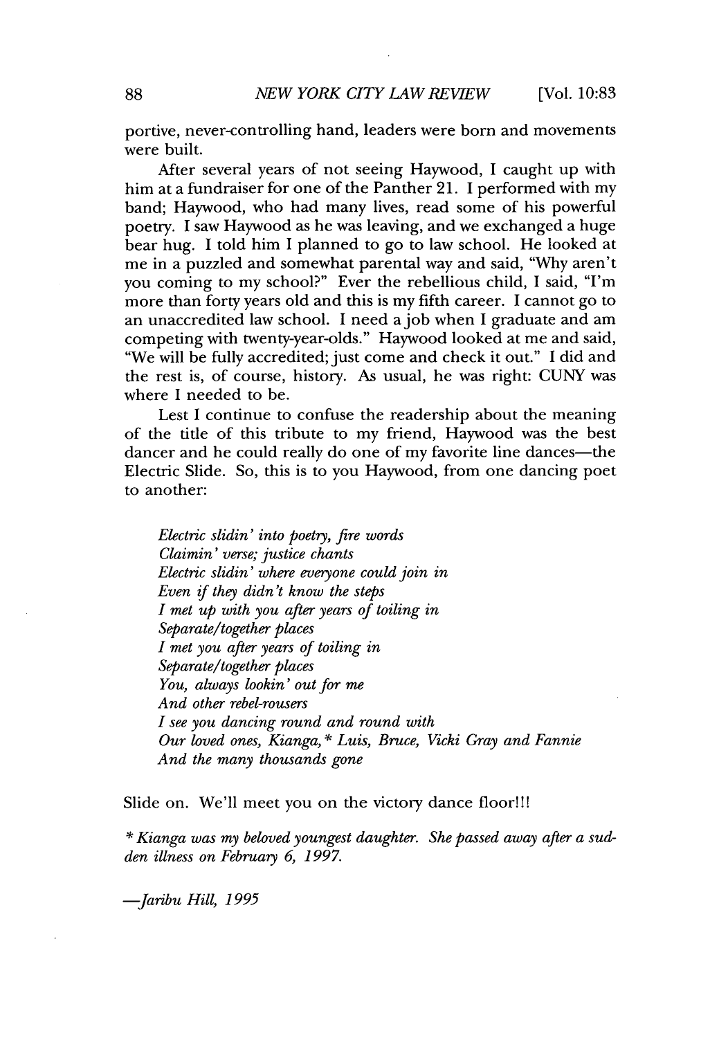portive, never-controlling hand, leaders were born and movements were built.

After several years of not seeing Haywood, I caught up with him at a fundraiser for one of the Panther 21. I performed with my band; Haywood, who had many lives, read some of his powerful poetry. I saw Haywood as he was leaving, and we exchanged a huge bear hug. I told him I planned to go to law school. He looked at me in a puzzled and somewhat parental way and said, "Why aren't you coming to my school?" Ever the rebellious child, I said, "I'm more than forty years old and this is my fifth career. I cannot go to an unaccredited law school. I need a job when I graduate and am competing with twenty-year-olds." Haywood looked at me and said, "We will be fully accredited; just come and check it out." I did and the rest is, of course, history. As usual, he was right: CUNY was where I needed to be.

Lest I continue to confuse the readership about the meaning of the title of this tribute to my friend, Haywood was the best dancer and he could really do one of my favorite line dances—the Electric Slide. So, this is to you Haywood, from one dancing poet to another:

*Electric slidin' into poetry, fire words*
*Claimin' verse; justice chants*
*Electric slidin' where everyone could join in*
*Even if they didn't know the steps*
*I met up with you after years of toiling in*
*Separate/together places*
*I met you after years of toiling in*
*Separate/together places*
*You, always lookin' out for me*
*And other rebel-rousers*
*I see you dancing round and round with*
*Our loved ones, Kianga,* Luis, Bruce, Vicki Gray and Fannie*
*And the many thousands gone*

Slide on. We'll meet you on the victory dance floor!!!

*\* Kianga was my beloved youngest daughter. She passed away after a sudden illness on February 6, 1997.*

*—Jaribu Hill, 1995*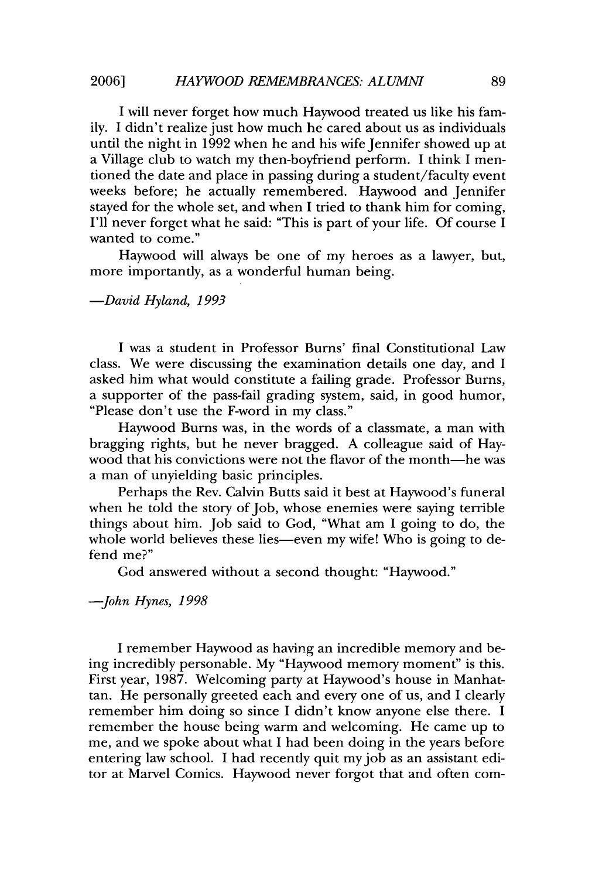I will never forget how much Haywood treated us like his family. I didn't realize just how much he cared about us as individuals until the night in 1992 when he and his wife Jennifer showed up at a Village club to watch my then-boyfriend perform. I think I mentioned the date and place in passing during a student/faculty event weeks before; he actually remembered. Haywood and Jennifer stayed for the whole set, and when I tried to thank him for coming, I'll never forget what he said: "This is part of your life. Of course I wanted to come."

Haywood will always be one of my heroes as a lawyer, but, more importantly, as a wonderful human being.

*—David Hyland, 1993*

I was a student in Professor Burns' final Constitutional Law class. We were discussing the examination details one day, and I asked him what would constitute a failing grade. Professor Burns, a supporter of the pass-fail grading system, said, in good humor, "Please don't use the F-word in my class."

Haywood Burns was, in the words of a classmate, a man with bragging rights, but he never bragged. A colleague said of Haywood that his convictions were not the flavor of the month—he was a man of unyielding basic principles.

Perhaps the Rev. Calvin Butts said it best at Haywood's funeral when he told the story of Job, whose enemies were saying terrible things about him. Job said to God, "What am I going to do, the whole world believes these lies—even my wife! Who is going to defend me?"

God answered without a second thought: "Haywood."

*—John Hynes, 1998*

I remember Haywood as having an incredible memory and being incredibly personable. My "Haywood memory moment" is this. First year, 1987. Welcoming party at Haywood's house in Manhattan. He personally greeted each and every one of us, and I clearly remember him doing so since I didn't know anyone else there. I remember the house being warm and welcoming. He came up to me, and we spoke about what I had been doing in the years before entering law school. I had recently quit my job as an assistant editor at Marvel Comics. Haywood never forgot that and often com-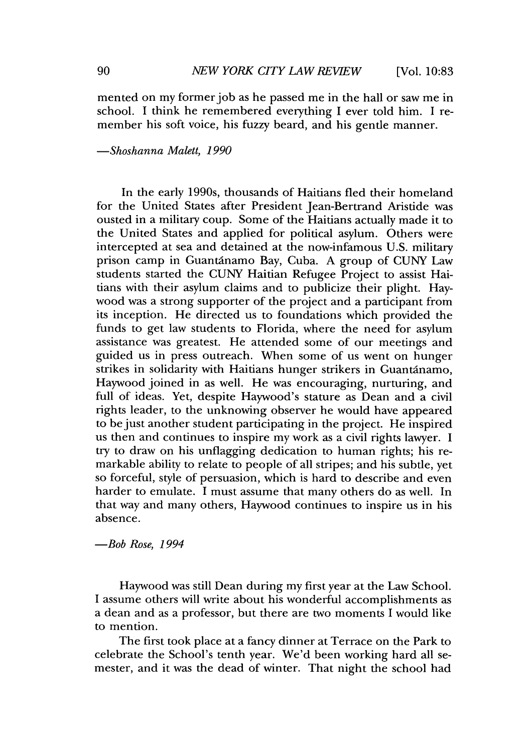mented on my former job as he passed me in the hall or saw me in school. I think he remembered everything I ever told him. I remember his soft voice, his fuzzy beard, and his gentle manner.

*—Shoshanna Malett, 1990*

In the early 1990s, thousands of Haitians fled their homeland for the United States after President Jean-Bertrand Aristide was ousted in a military coup. Some of the Haitians actually made it to the United States and applied for political asylum. Others were intercepted at sea and detained at the now-infamous U.S. military prison camp in Guantánamo Bay, Cuba. A group of CUNY Law students started the CUNY Haitian Refugee Project to assist Haitians with their asylum claims and to publicize their plight. Haywood was a strong supporter of the project and a participant from its inception. He directed us to foundations which provided the funds to get law students to Florida, where the need for asylum assistance was greatest. He attended some of our meetings and guided us in press outreach. When some of us went on hunger strikes in solidarity with Haitians hunger strikers in Guantánamo, Haywood joined in as well. He was encouraging, nurturing, and full of ideas. Yet, despite Haywood's stature as Dean and a civil rights leader, to the unknowing observer he would have appeared to be just another student participating in the project. He inspired us then and continues to inspire my work as a civil rights lawyer. I try to draw on his unflagging dedication to human rights; his remarkable ability to relate to people of all stripes; and his subtle, yet so forceful, style of persuasion, which is hard to describe and even harder to emulate. I must assume that many others do as well. In that way and many others, Haywood continues to inspire us in his absence.

*—Bob Rose, 1994*

Haywood was still Dean during my first year at the Law School. I assume others will write about his wonderful accomplishments as a dean and as a professor, but there are two moments I would like to mention.

The first took place at a fancy dinner at Terrace on the Park to celebrate the School's tenth year. We'd been working hard all semester, and it was the dead of winter. That night the school had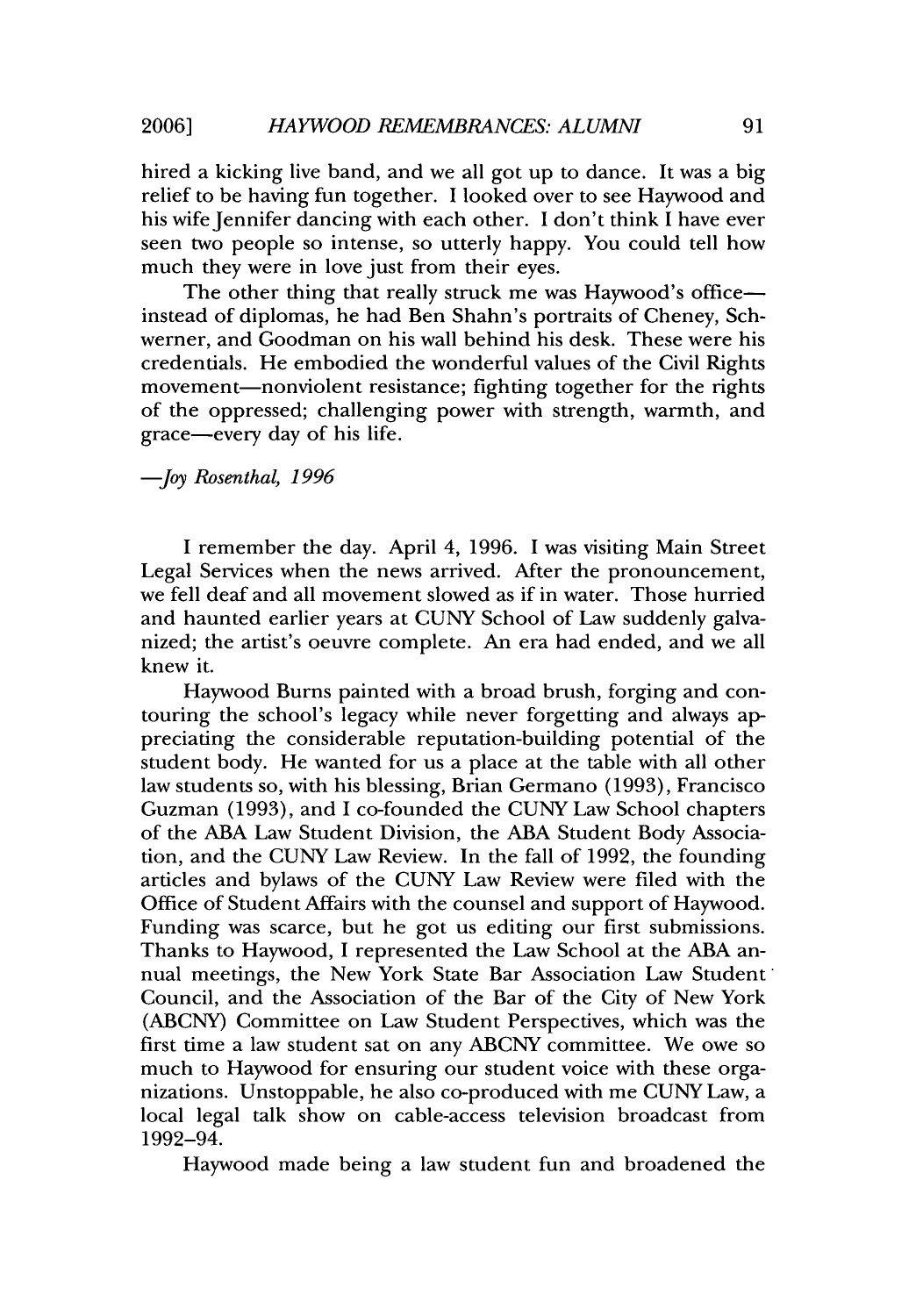hired a kicking live band, and we all got up to dance. It was a big relief to be having fun together. I looked over to see Haywood and his wife Jennifer dancing with each other. I don't think I have ever seen two people so intense, so utterly happy. You could tell how much they were in love just from their eyes.

The other thing that really struck me was Haywood's office—instead of diplomas, he had Ben Shahn's portraits of Cheney, Schwerner, and Goodman on his wall behind his desk. These were his credentials. He embodied the wonderful values of the Civil Rights movement—nonviolent resistance; fighting together for the rights of the oppressed; challenging power with strength, warmth, and grace—every day of his life.

*—Joy Rosenthal, 1996*

I remember the day. April 4, 1996. I was visiting Main Street Legal Services when the news arrived. After the pronouncement, we fell deaf and all movement slowed as if in water. Those hurried and haunted earlier years at CUNY School of Law suddenly galvanized; the artist's oeuvre complete. An era had ended, and we all knew it.

Haywood Burns painted with a broad brush, forging and contouring the school's legacy while never forgetting and always appreciating the considerable reputation-building potential of the student body. He wanted for us a place at the table with all other law students so, with his blessing, Brian Germano (1993), Francisco Guzman (1993), and I co-founded the CUNY Law School chapters of the ABA Law Student Division, the ABA Student Body Association, and the CUNY Law Review. In the fall of 1992, the founding articles and bylaws of the CUNY Law Review were filed with the Office of Student Affairs with the counsel and support of Haywood. Funding was scarce, but he got us editing our first submissions. Thanks to Haywood, I represented the Law School at the ABA annual meetings, the New York State Bar Association Law Student Council, and the Association of the Bar of the City of New York (ABCNY) Committee on Law Student Perspectives, which was the first time a law student sat on any ABCNY committee. We owe so much to Haywood for ensuring our student voice with these organizations. Unstoppable, he also co-produced with me CUNY Law, a local legal talk show on cable-access television broadcast from 1992–94.

Haywood made being a law student fun and broadened the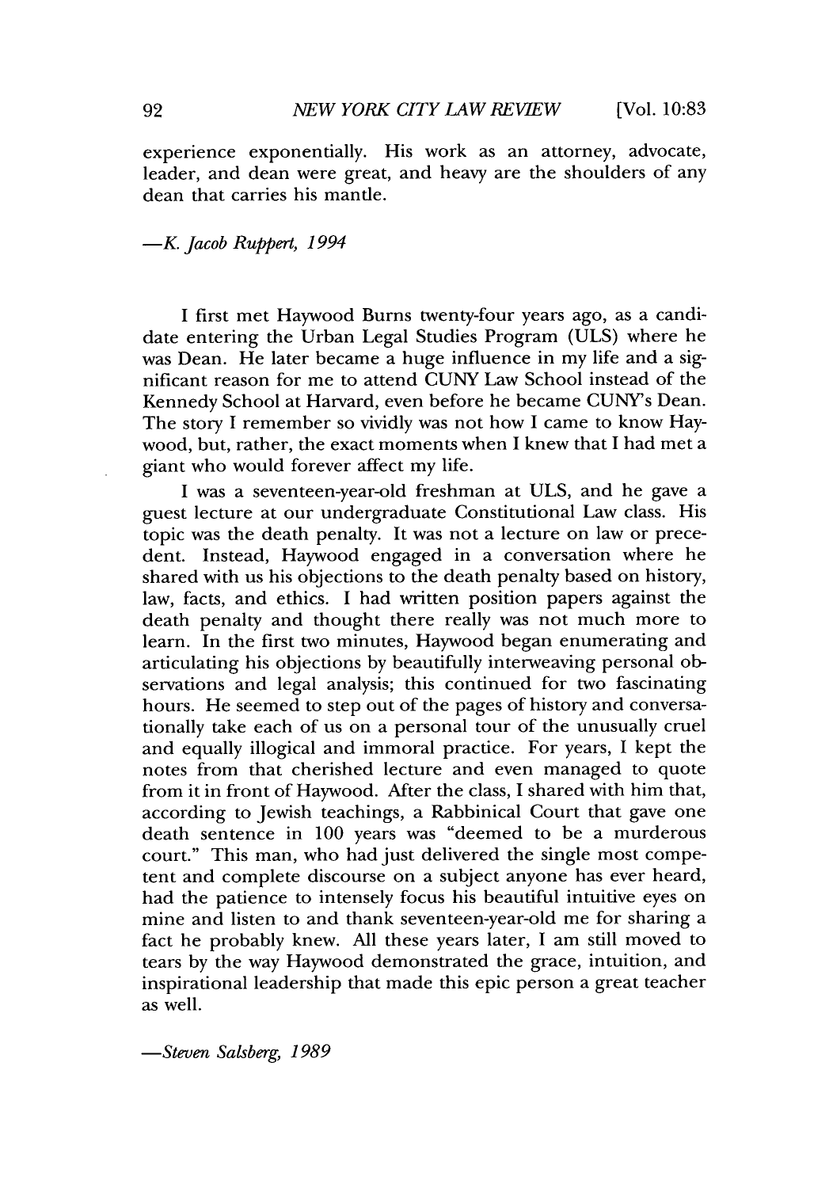experience exponentially. His work as an attorney, advocate, leader, and dean were great, and heavy are the shoulders of any dean that carries his mantle.

*—K. Jacob Ruppert, 1994*

I first met Haywood Burns twenty-four years ago, as a candidate entering the Urban Legal Studies Program (ULS) where he was Dean. He later became a huge influence in my life and a significant reason for me to attend CUNY Law School instead of the Kennedy School at Harvard, even before he became CUNY's Dean. The story I remember so vividly was not how I came to know Haywood, but, rather, the exact moments when I knew that I had met a giant who would forever affect my life.

I was a seventeen-year-old freshman at ULS, and he gave a guest lecture at our undergraduate Constitutional Law class. His topic was the death penalty. It was not a lecture on law or precedent. Instead, Haywood engaged in a conversation where he shared with us his objections to the death penalty based on history, law, facts, and ethics. I had written position papers against the death penalty and thought there really was not much more to learn. In the first two minutes, Haywood began enumerating and articulating his objections by beautifully interweaving personal observations and legal analysis; this continued for two fascinating hours. He seemed to step out of the pages of history and conversationally take each of us on a personal tour of the unusually cruel and equally illogical and immoral practice. For years, I kept the notes from that cherished lecture and even managed to quote from it in front of Haywood. After the class, I shared with him that, according to Jewish teachings, a Rabbinical Court that gave one death sentence in 100 years was "deemed to be a murderous court." This man, who had just delivered the single most competent and complete discourse on a subject anyone has ever heard, had the patience to intensely focus his beautiful intuitive eyes on mine and listen to and thank seventeen-year-old me for sharing a fact he probably knew. All these years later, I am still moved to tears by the way Haywood demonstrated the grace, intuition, and inspirational leadership that made this epic person a great teacher as well.

*—Steven Salsberg, 1989*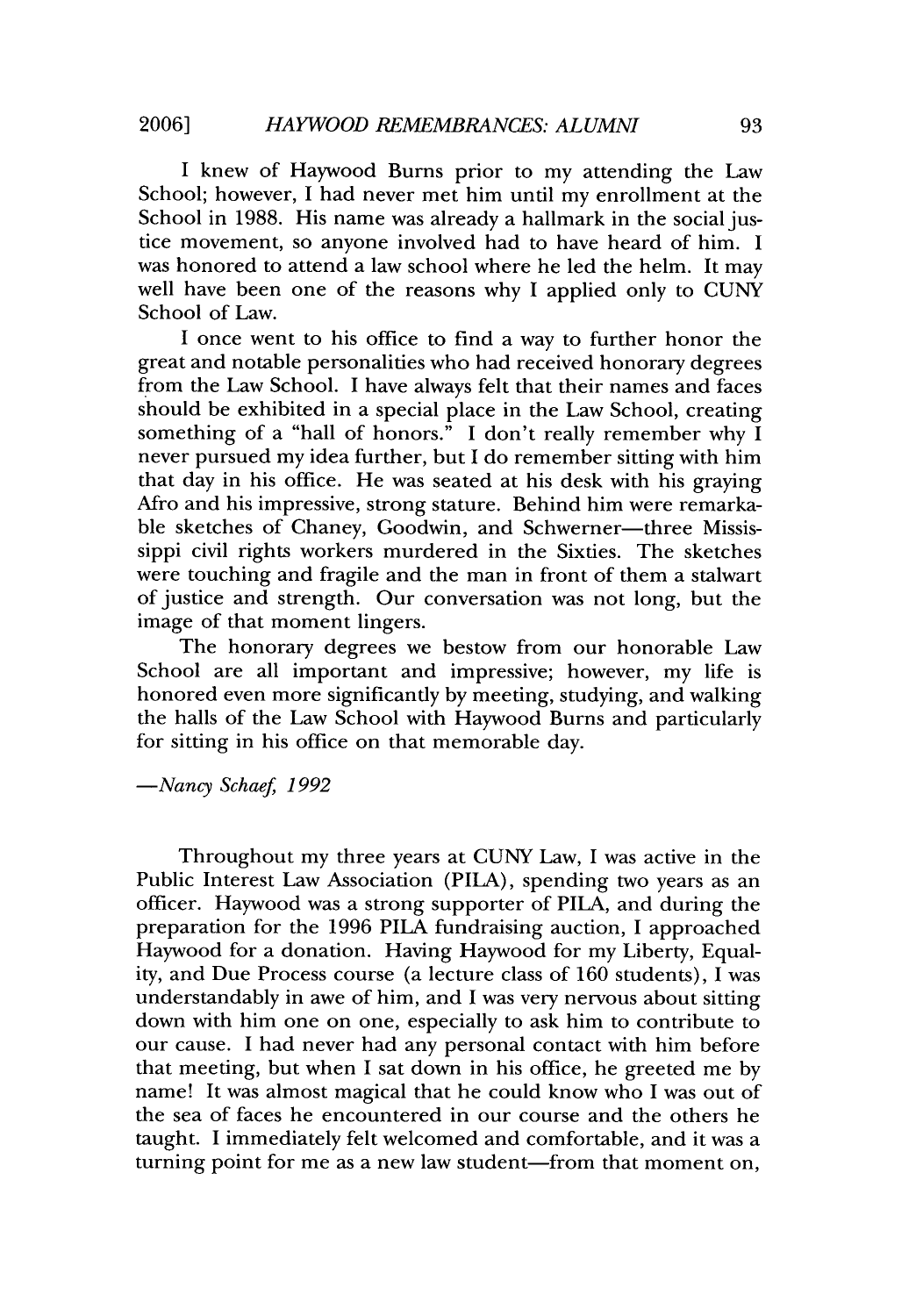I knew of Haywood Burns prior to my attending the Law School; however, I had never met him until my enrollment at the School in 1988. His name was already a hallmark in the social justice movement, so anyone involved had to have heard of him. I was honored to attend a law school where he led the helm. It may well have been one of the reasons why I applied only to CUNY School of Law.

I once went to his office to find a way to further honor the great and notable personalities who had received honorary degrees from the Law School. I have always felt that their names and faces should be exhibited in a special place in the Law School, creating something of a "hall of honors." I don't really remember why I never pursued my idea further, but I do remember sitting with him that day in his office. He was seated at his desk with his graying Afro and his impressive, strong stature. Behind him were remarkable sketches of Chaney, Goodwin, and Schwerner—three Mississippi civil rights workers murdered in the Sixties. The sketches were touching and fragile and the man in front of them a stalwart of justice and strength. Our conversation was not long, but the image of that moment lingers.

The honorary degrees we bestow from our honorable Law School are all important and impressive; however, my life is honored even more significantly by meeting, studying, and walking the halls of the Law School with Haywood Burns and particularly for sitting in his office on that memorable day.

*—Nancy Schaef, 1992*

Throughout my three years at CUNY Law, I was active in the Public Interest Law Association (PILA), spending two years as an officer. Haywood was a strong supporter of PILA, and during the preparation for the 1996 PILA fundraising auction, I approached Haywood for a donation. Having Haywood for my Liberty, Equality, and Due Process course (a lecture class of 160 students), I was understandably in awe of him, and I was very nervous about sitting down with him one on one, especially to ask him to contribute to our cause. I had never had any personal contact with him before that meeting, but when I sat down in his office, he greeted me by name! It was almost magical that he could know who I was out of the sea of faces he encountered in our course and the others he taught. I immediately felt welcomed and comfortable, and it was a turning point for me as a new law student—from that moment on,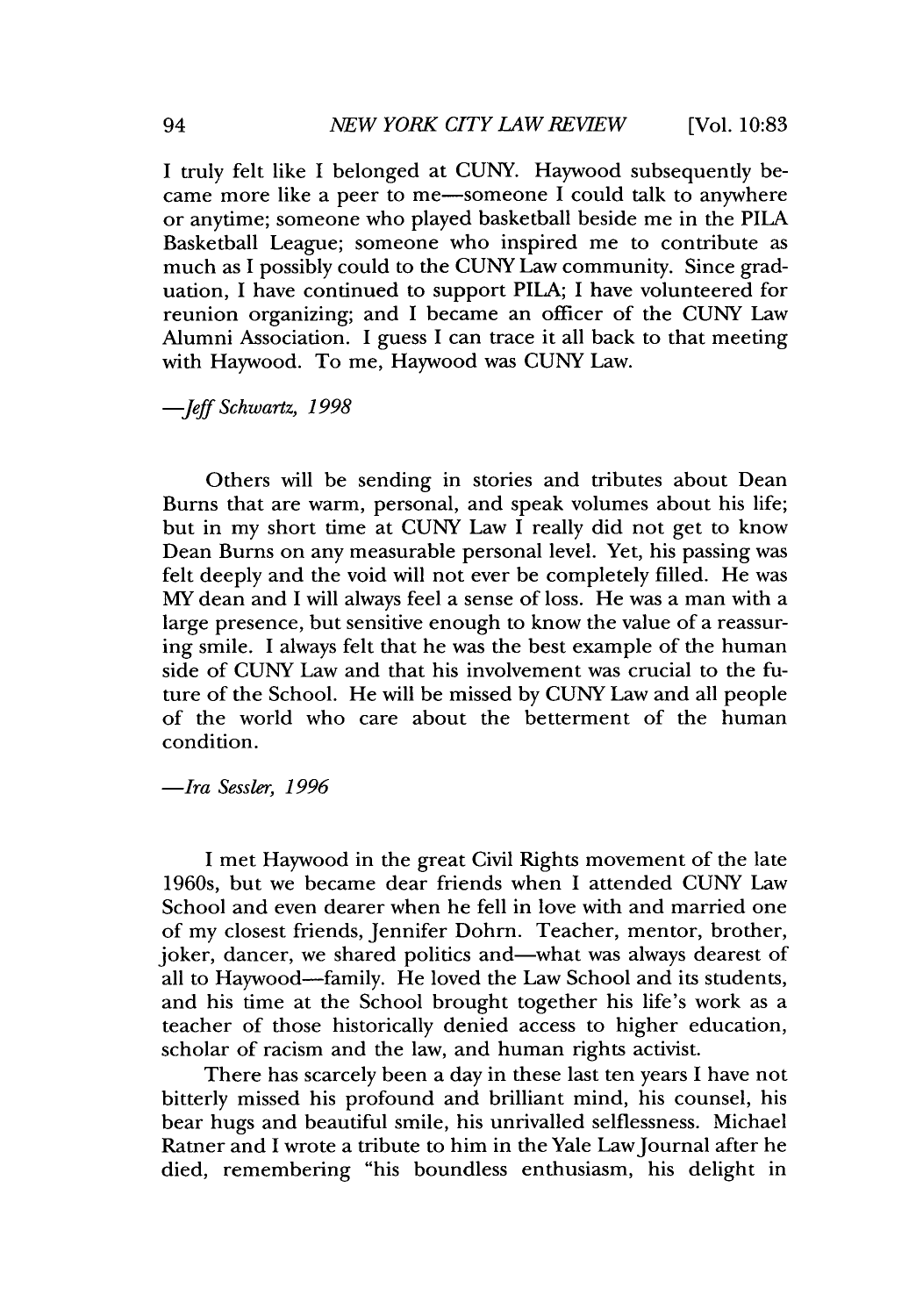I truly felt like I belonged at CUNY. Haywood subsequently became more like a peer to me—someone I could talk to anywhere or anytime; someone who played basketball beside me in the PILA Basketball League; someone who inspired me to contribute as much as I possibly could to the CUNY Law community. Since graduation, I have continued to support PILA; I have volunteered for reunion organizing; and I became an officer of the CUNY Law Alumni Association. I guess I can trace it all back to that meeting with Haywood. To me, Haywood was CUNY Law.

*—Jeff Schwartz, 1998*

Others will be sending in stories and tributes about Dean Burns that are warm, personal, and speak volumes about his life; but in my short time at CUNY Law I really did not get to know Dean Burns on any measurable personal level. Yet, his passing was felt deeply and the void will not ever be completely filled. He was MY dean and I will always feel a sense of loss. He was a man with a large presence, but sensitive enough to know the value of a reassuring smile. I always felt that he was the best example of the human side of CUNY Law and that his involvement was crucial to the future of the School. He will be missed by CUNY Law and all people of the world who care about the betterment of the human condition.

*—Ira Sessler, 1996*

I met Haywood in the great Civil Rights movement of the late 1960s, but we became dear friends when I attended CUNY Law School and even dearer when he fell in love with and married one of my closest friends, Jennifer Dohrn. Teacher, mentor, brother, joker, dancer, we shared politics and—what was always dearest of all to Haywood—family. He loved the Law School and its students, and his time at the School brought together his life's work as a teacher of those historically denied access to higher education, scholar of racism and the law, and human rights activist.

There has scarcely been a day in these last ten years I have not bitterly missed his profound and brilliant mind, his counsel, his bear hugs and beautiful smile, his unrivalled selflessness. Michael Ratner and I wrote a tribute to him in the Yale Law Journal after he died, remembering "his boundless enthusiasm, his delight in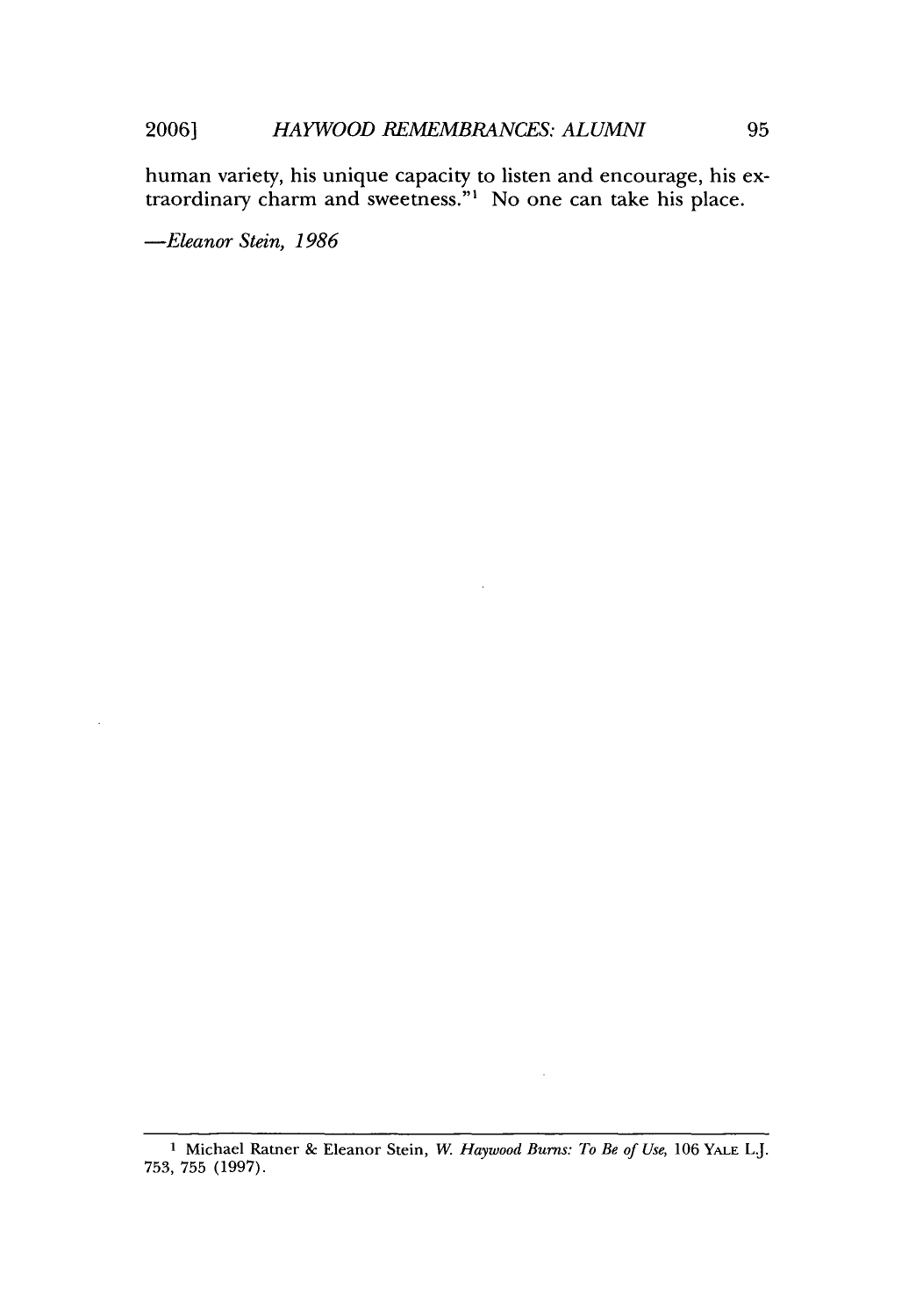human variety, his unique capacity to listen and encourage, his extraordinary charm and sweetness."[1] No one can take his place.

*—Eleanor Stein, 1986*

---

[1] Michael Ratner & Eleanor Stein, *W. Haywood Burns: To Be of Use*, 106 YALE L.J. 753, 755 (1997).